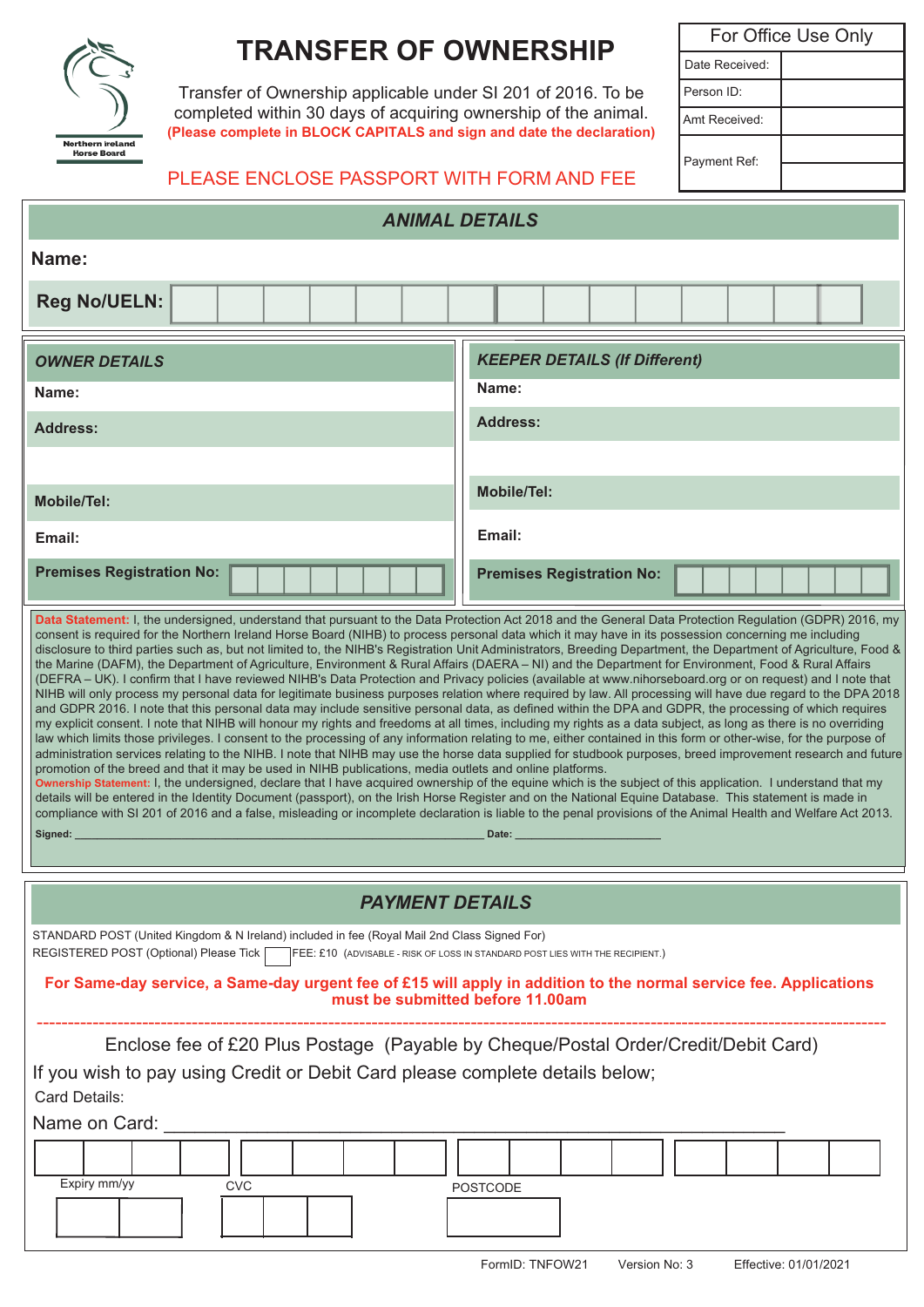Northern Ireland Horse Board

# TRANSFER OF OWNERSHIP

Transfer of Ownership applicable under SI 201 of 2016. To be completed within 30 days of acquiring ownership of the animal.

**(Please complete in BLOCK CAPITALS and sign and date the declaration)**

PLEASE ENCLOSE PASSPORT WITH FORM AND FEE

| For Office Use Only | |
|---|---|
| Date Received: | |
| Person ID: | |
| Amt Received: | |
| Payment Ref: | |

## *ANIMAL DETAILS*

**Name:**

**Reg No/UELN:**

| *OWNER DETAILS* | *KEEPER DETAILS (If Different)* |
|---|---|
| **Name:** | **Name:** |
| **Address:** | **Address:** |
| **Mobile/Tel:** | **Mobile/Tel:** |
| **Email:** | **Email:** |
| **Premises Registration No:** | **Premises Registration No:** |

**Data Statement:** I, the undersigned, understand that pursuant to the Data Protection Act 2018 and the General Data Protection Regulation (GDPR) 2016, my consent is required for the Northern Ireland Horse Board (NIHB) to process personal data which it may have in its possession concerning me including disclosure to third parties such as, but not limited to, the NIHB's Registration Unit Administrators, Breeding Department, the Department of Agriculture, Food & the Marine (DAFM), the Department of Agriculture, Environment & Rural Affairs (DAERA – NI) and the Department for Environment, Food & Rural Affairs (DEFRA – UK). I confirm that I have reviewed NIHB's Data Protection and Privacy policies (available at www.nihorseboard.org or on request) and I note that NIHB will only process my personal data for legitimate business purposes relation where required by law. All processing will have due regard to the DPA 2018 and GDPR 2016. I note that this personal data may include sensitive personal data, as defined within the DPA and GDPR, the processing of which requires my explicit consent. I note that NIHB will honour my rights and freedoms at all times, including my rights as a data subject, as long as there is no overriding law which limits those privileges. I consent to the processing of any information relating to me, either contained in this form or other-wise, for the purpose of administration services relating to the NIHB. I note that NIHB may use the horse data supplied for studbook purposes, breed improvement research and future promotion of the breed and that it may be used in NIHB publications, media outlets and online platforms.

**Ownership Statement:** I, the undersigned, declare that I have acquired ownership of the equine which is the subject of this application. I understand that my details will be entered in the Identity Document (passport), on the Irish Horse Register and on the National Equine Database. This statement is made in compliance with SI 201 of 2016 and a false, misleading or incomplete declaration is liable to the penal provisions of the Animal Health and Welfare Act 2013.

**Signed:** ______________________________ **Date:** ______________

## *PAYMENT DETAILS*

STANDARD POST (United Kingdom & N Ireland) included in fee (Royal Mail 2nd Class Signed For)

REGISTERED POST (Optional) Please Tick ☐ FEE: £10 (ADVISABLE - RISK OF LOSS IN STANDARD POST LIES WITH THE RECIPIENT.)

**For Same-day service, a Same-day urgent fee of £15 will apply in addition to the normal service fee. Applications must be submitted before 11.00am**

Enclose fee of £20 Plus Postage (Payable by Cheque/Postal Order/Credit/Debit Card)

If you wish to pay using Credit or Debit Card please complete details below;

Card Details:

Name on Card: ______________________________

Expiry mm/yy

CVC

POSTCODE

FormID: TNFOW21 Version No: 3 Effective: 01/01/2021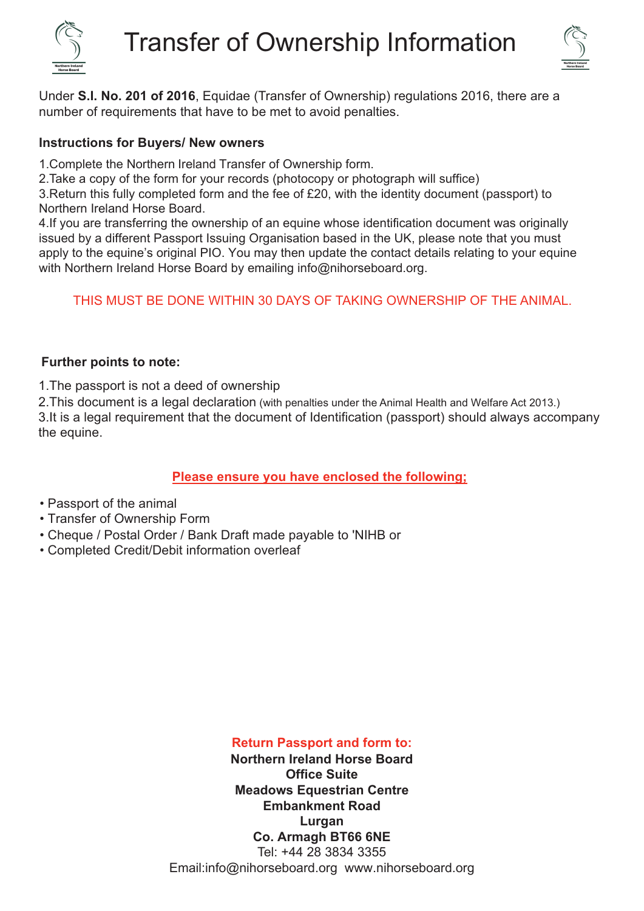# Transfer of Ownership Information

Under **S.I. No. 201 of 2016**, Equidae (Transfer of Ownership) regulations 2016, there are a number of requirements that have to be met to avoid penalties.

**Instructions for Buyers/ New owners**

1. Complete the Northern Ireland Transfer of Ownership form.
2. Take a copy of the form for your records (photocopy or photograph will suffice)
3. Return this fully completed form and the fee of £20, with the identity document (passport) to Northern Ireland Horse Board.
4. If you are transferring the ownership of an equine whose identification document was originally issued by a different Passport Issuing Organisation based in the UK, please note that you must apply to the equine's original PIO. You may then update the contact details relating to your equine with Northern Ireland Horse Board by emailing info@nihorseboard.org.

THIS MUST BE DONE WITHIN 30 DAYS OF TAKING OWNERSHIP OF THE ANIMAL.

**Further points to note:**

1. The passport is not a deed of ownership
2. This document is a legal declaration (with penalties under the Animal Health and Welfare Act 2013.)
3. It is a legal requirement that the document of Identification (passport) should always accompany the equine.

**Please ensure you have enclosed the following;**

- Passport of the animal
- Transfer of Ownership Form
- Cheque / Postal Order / Bank Draft made payable to 'NIHB or
- Completed Credit/Debit information overleaf

**Return Passport and form to:**
**Northern Ireland Horse Board**
**Office Suite**
**Meadows Equestrian Centre**
**Embankment Road**
**Lurgan**
**Co. Armagh BT66 6NE**
Tel: +44 28 3834 3355
Email:info@nihorseboard.org www.nihorseboard.org